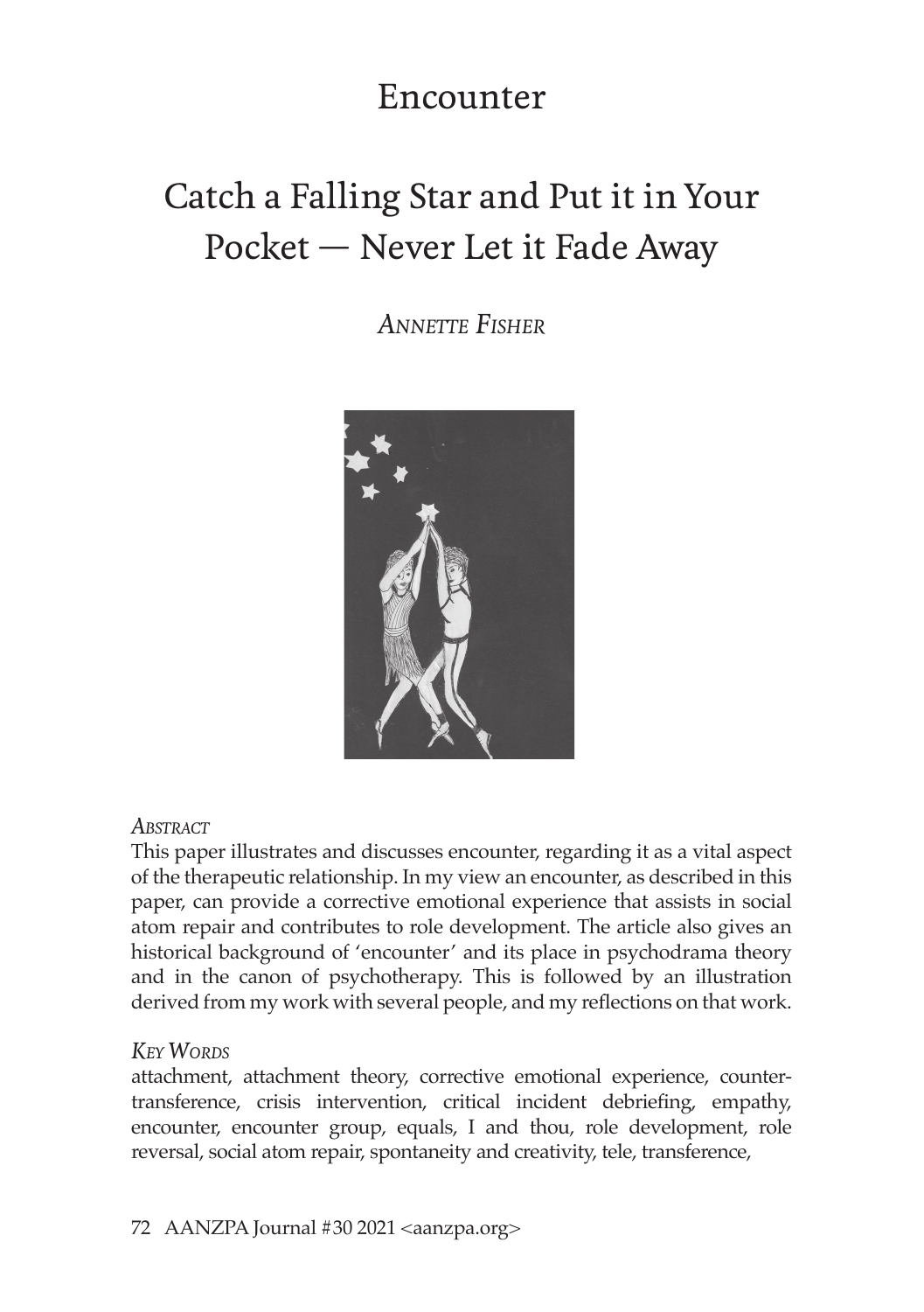# Encounter

## Catch a Falling Star and Put it in Your Pocket — Never Let it Fade Away

*Annette Fisher*

*Abstract*

This paper illustrates and discusses encounter, regarding it as a vital aspect of the therapeutic relationship. In my view an encounter, as described in this paper, can provide a corrective emotional experience that assists in social atom repair and contributes to role development. The article also gives an historical background of 'encounter' and its place in psychodrama theory and in the canon of psychotherapy. This is followed by an illustration derived from my work with several people, and my reflections on that work.

*Key Words*

attachment, attachment theory, corrective emotional experience, counter-transference, crisis intervention, critical incident debriefing, empathy, encounter, encounter group, equals, I and thou, role development, role reversal, social atom repair, spontaneity and creativity, tele, transference,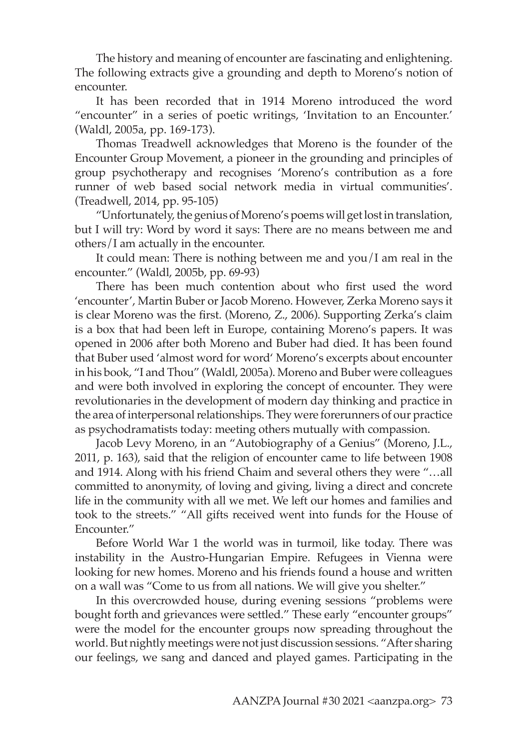The history and meaning of encounter are fascinating and enlightening. The following extracts give a grounding and depth to Moreno's notion of encounter.

It has been recorded that in 1914 Moreno introduced the word "encounter" in a series of poetic writings, 'Invitation to an Encounter.' (Waldl, 2005a, pp. 169-173).

Thomas Treadwell acknowledges that Moreno is the founder of the Encounter Group Movement, a pioneer in the grounding and principles of group psychotherapy and recognises 'Moreno's contribution as a fore runner of web based social network media in virtual communities'. (Treadwell, 2014, pp. 95-105)

"Unfortunately, the genius of Moreno's poems will get lost in translation, but I will try: Word by word it says: There are no means between me and others/I am actually in the encounter.

It could mean: There is nothing between me and you/I am real in the encounter." (Waldl, 2005b, pp. 69-93)

There has been much contention about who first used the word 'encounter', Martin Buber or Jacob Moreno. However, Zerka Moreno says it is clear Moreno was the first. (Moreno, Z., 2006). Supporting Zerka's claim is a box that had been left in Europe, containing Moreno's papers. It was opened in 2006 after both Moreno and Buber had died. It has been found that Buber used 'almost word for word' Moreno's excerpts about encounter in his book, "I and Thou" (Waldl, 2005a). Moreno and Buber were colleagues and were both involved in exploring the concept of encounter. They were revolutionaries in the development of modern day thinking and practice in the area of interpersonal relationships. They were forerunners of our practice as psychodramatists today: meeting others mutually with compassion.

Jacob Levy Moreno, in an "Autobiography of a Genius" (Moreno, J.L., 2011, p. 163), said that the religion of encounter came to life between 1908 and 1914. Along with his friend Chaim and several others they were "…all committed to anonymity, of loving and giving, living a direct and concrete life in the community with all we met. We left our homes and families and took to the streets." "All gifts received went into funds for the House of Encounter."

Before World War 1 the world was in turmoil, like today. There was instability in the Austro-Hungarian Empire. Refugees in Vienna were looking for new homes. Moreno and his friends found a house and written on a wall was "Come to us from all nations. We will give you shelter."

In this overcrowded house, during evening sessions "problems were bought forth and grievances were settled." These early "encounter groups" were the model for the encounter groups now spreading throughout the world. But nightly meetings were not just discussion sessions. "After sharing our feelings, we sang and danced and played games. Participating in the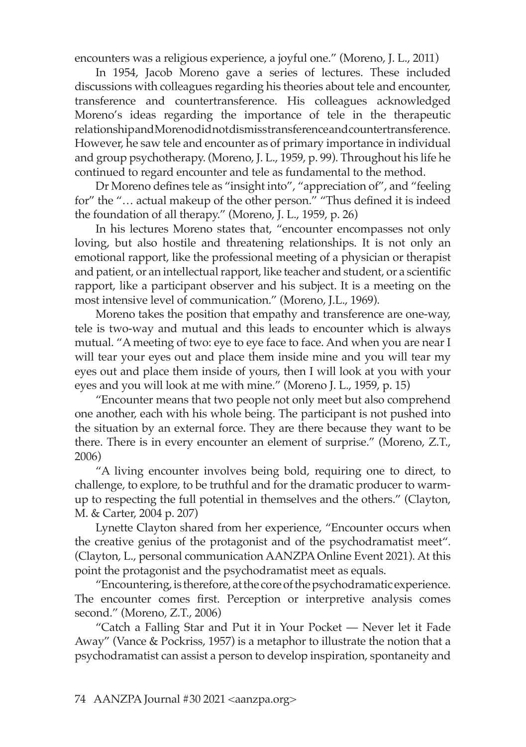encounters was a religious experience, a joyful one." (Moreno, J. L., 2011)

In 1954, Jacob Moreno gave a series of lectures. These included discussions with colleagues regarding his theories about tele and encounter, transference and countertransference. His colleagues acknowledged Moreno's ideas regarding the importance of tele in the therapeutic relationship and Moreno did not dismiss transference and countertransference. However, he saw tele and encounter as of primary importance in individual and group psychotherapy. (Moreno, J. L., 1959, p. 99). Throughout his life he continued to regard encounter and tele as fundamental to the method.

Dr Moreno defines tele as "insight into", "appreciation of", and "feeling for" the "… actual makeup of the other person." "Thus defined it is indeed the foundation of all therapy." (Moreno, J. L., 1959, p. 26)

In his lectures Moreno states that, "encounter encompasses not only loving, but also hostile and threatening relationships. It is not only an emotional rapport, like the professional meeting of a physician or therapist and patient, or an intellectual rapport, like teacher and student, or a scientific rapport, like a participant observer and his subject. It is a meeting on the most intensive level of communication." (Moreno, J.L., 1969).

Moreno takes the position that empathy and transference are one-way, tele is two-way and mutual and this leads to encounter which is always mutual. "A meeting of two: eye to eye face to face. And when you are near I will tear your eyes out and place them inside mine and you will tear my eyes out and place them inside of yours, then I will look at you with your eyes and you will look at me with mine." (Moreno J. L., 1959, p. 15)

"Encounter means that two people not only meet but also comprehend one another, each with his whole being. The participant is not pushed into the situation by an external force. They are there because they want to be there. There is in every encounter an element of surprise." (Moreno, Z.T., 2006)

"A living encounter involves being bold, requiring one to direct, to challenge, to explore, to be truthful and for the dramatic producer to warm-up to respecting the full potential in themselves and the others." (Clayton, M. & Carter, 2004 p. 207)

Lynette Clayton shared from her experience, "Encounter occurs when the creative genius of the protagonist and of the psychodramatist meet". (Clayton, L., personal communication AANZPA Online Event 2021). At this point the protagonist and the psychodramatist meet as equals.

"Encountering, is therefore, at the core of the psychodramatic experience. The encounter comes first. Perception or interpretive analysis comes second." (Moreno, Z.T., 2006)

"Catch a Falling Star and Put it in Your Pocket — Never let it Fade Away" (Vance & Pockriss, 1957) is a metaphor to illustrate the notion that a psychodramatist can assist a person to develop inspiration, spontaneity and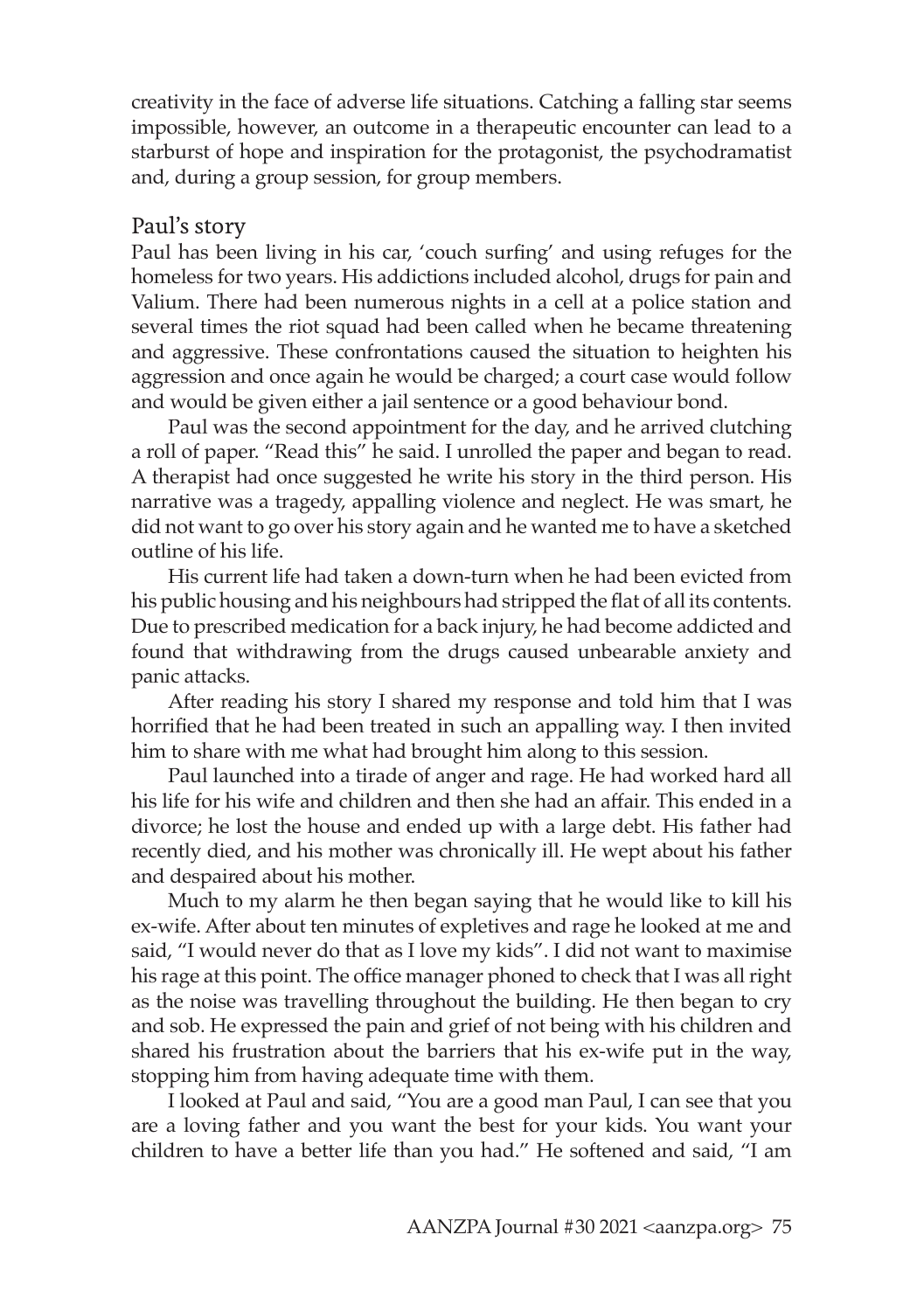creativity in the face of adverse life situations. Catching a falling star seems impossible, however, an outcome in a therapeutic encounter can lead to a starburst of hope and inspiration for the protagonist, the psychodramatist and, during a group session, for group members.

## Paul's story

Paul has been living in his car, 'couch surfing' and using refuges for the homeless for two years. His addictions included alcohol, drugs for pain and Valium. There had been numerous nights in a cell at a police station and several times the riot squad had been called when he became threatening and aggressive. These confrontations caused the situation to heighten his aggression and once again he would be charged; a court case would follow and would be given either a jail sentence or a good behaviour bond.

Paul was the second appointment for the day, and he arrived clutching a roll of paper. "Read this" he said. I unrolled the paper and began to read. A therapist had once suggested he write his story in the third person. His narrative was a tragedy, appalling violence and neglect. He was smart, he did not want to go over his story again and he wanted me to have a sketched outline of his life.

His current life had taken a down-turn when he had been evicted from his public housing and his neighbours had stripped the flat of all its contents. Due to prescribed medication for a back injury, he had become addicted and found that withdrawing from the drugs caused unbearable anxiety and panic attacks.

After reading his story I shared my response and told him that I was horrified that he had been treated in such an appalling way. I then invited him to share with me what had brought him along to this session.

Paul launched into a tirade of anger and rage. He had worked hard all his life for his wife and children and then she had an affair. This ended in a divorce; he lost the house and ended up with a large debt. His father had recently died, and his mother was chronically ill. He wept about his father and despaired about his mother.

Much to my alarm he then began saying that he would like to kill his ex-wife. After about ten minutes of expletives and rage he looked at me and said, "I would never do that as I love my kids". I did not want to maximise his rage at this point. The office manager phoned to check that I was all right as the noise was travelling throughout the building. He then began to cry and sob. He expressed the pain and grief of not being with his children and shared his frustration about the barriers that his ex-wife put in the way, stopping him from having adequate time with them.

I looked at Paul and said, "You are a good man Paul, I can see that you are a loving father and you want the best for your kids. You want your children to have a better life than you had." He softened and said, "I am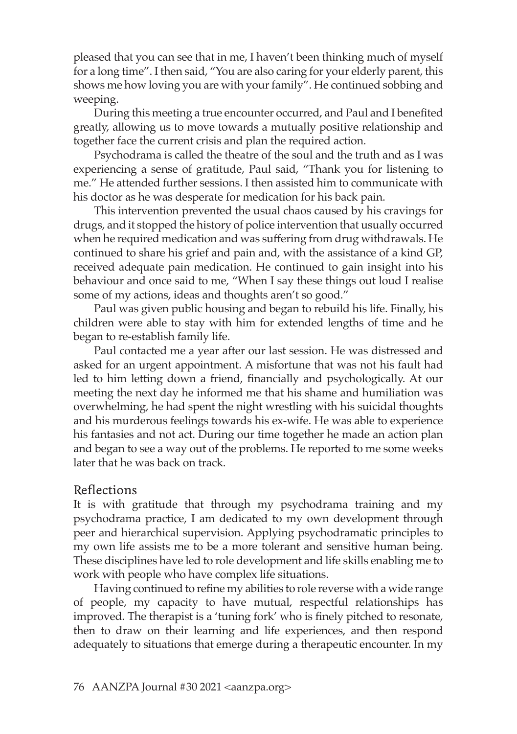pleased that you can see that in me, I haven't been thinking much of myself for a long time". I then said, "You are also caring for your elderly parent, this shows me how loving you are with your family". He continued sobbing and weeping.

During this meeting a true encounter occurred, and Paul and I benefited greatly, allowing us to move towards a mutually positive relationship and together face the current crisis and plan the required action.

Psychodrama is called the theatre of the soul and the truth and as I was experiencing a sense of gratitude, Paul said, "Thank you for listening to me." He attended further sessions. I then assisted him to communicate with his doctor as he was desperate for medication for his back pain.

This intervention prevented the usual chaos caused by his cravings for drugs, and it stopped the history of police intervention that usually occurred when he required medication and was suffering from drug withdrawals. He continued to share his grief and pain and, with the assistance of a kind GP, received adequate pain medication. He continued to gain insight into his behaviour and once said to me, "When I say these things out loud I realise some of my actions, ideas and thoughts aren't so good."

Paul was given public housing and began to rebuild his life. Finally, his children were able to stay with him for extended lengths of time and he began to re-establish family life.

Paul contacted me a year after our last session. He was distressed and asked for an urgent appointment. A misfortune that was not his fault had led to him letting down a friend, financially and psychologically. At our meeting the next day he informed me that his shame and humiliation was overwhelming, he had spent the night wrestling with his suicidal thoughts and his murderous feelings towards his ex-wife. He was able to experience his fantasies and not act. During our time together he made an action plan and began to see a way out of the problems. He reported to me some weeks later that he was back on track.

## Reflections

It is with gratitude that through my psychodrama training and my psychodrama practice, I am dedicated to my own development through peer and hierarchical supervision. Applying psychodramatic principles to my own life assists me to be a more tolerant and sensitive human being. These disciplines have led to role development and life skills enabling me to work with people who have complex life situations.

Having continued to refine my abilities to role reverse with a wide range of people, my capacity to have mutual, respectful relationships has improved. The therapist is a 'tuning fork' who is finely pitched to resonate, then to draw on their learning and life experiences, and then respond adequately to situations that emerge during a therapeutic encounter. In my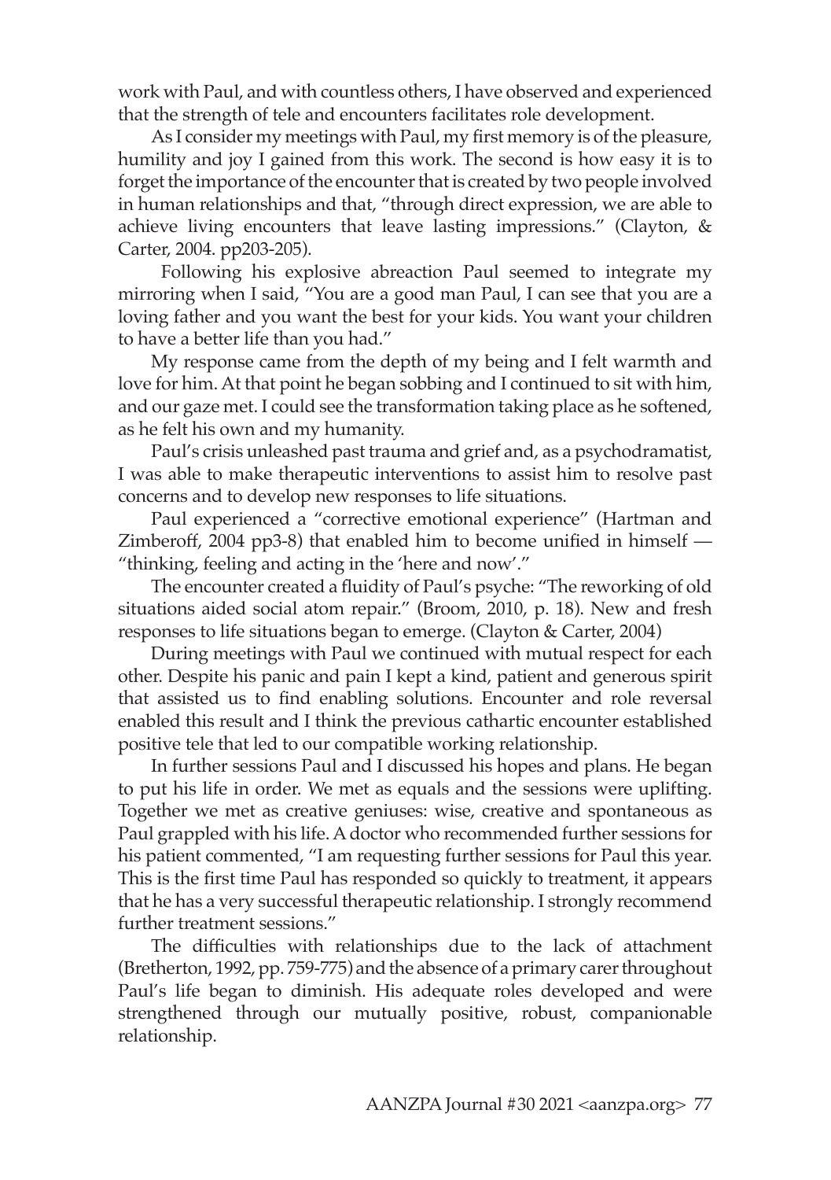work with Paul, and with countless others, I have observed and experienced that the strength of tele and encounters facilitates role development.

As I consider my meetings with Paul, my first memory is of the pleasure, humility and joy I gained from this work. The second is how easy it is to forget the importance of the encounter that is created by two people involved in human relationships and that, "through direct expression, we are able to achieve living encounters that leave lasting impressions." (Clayton, & Carter, 2004. pp203-205).

Following his explosive abreaction Paul seemed to integrate my mirroring when I said, "You are a good man Paul, I can see that you are a loving father and you want the best for your kids. You want your children to have a better life than you had."

My response came from the depth of my being and I felt warmth and love for him. At that point he began sobbing and I continued to sit with him, and our gaze met. I could see the transformation taking place as he softened, as he felt his own and my humanity.

Paul's crisis unleashed past trauma and grief and, as a psychodramatist, I was able to make therapeutic interventions to assist him to resolve past concerns and to develop new responses to life situations.

Paul experienced a "corrective emotional experience" (Hartman and Zimberoff, 2004 pp3-8) that enabled him to become unified in himself — "thinking, feeling and acting in the 'here and now'."

The encounter created a fluidity of Paul's psyche: "The reworking of old situations aided social atom repair." (Broom, 2010, p. 18). New and fresh responses to life situations began to emerge. (Clayton & Carter, 2004)

During meetings with Paul we continued with mutual respect for each other. Despite his panic and pain I kept a kind, patient and generous spirit that assisted us to find enabling solutions. Encounter and role reversal enabled this result and I think the previous cathartic encounter established positive tele that led to our compatible working relationship.

In further sessions Paul and I discussed his hopes and plans. He began to put his life in order. We met as equals and the sessions were uplifting. Together we met as creative geniuses: wise, creative and spontaneous as Paul grappled with his life. A doctor who recommended further sessions for his patient commented, "I am requesting further sessions for Paul this year. This is the first time Paul has responded so quickly to treatment, it appears that he has a very successful therapeutic relationship. I strongly recommend further treatment sessions."

The difficulties with relationships due to the lack of attachment (Bretherton, 1992, pp. 759-775) and the absence of a primary carer throughout Paul's life began to diminish. His adequate roles developed and were strengthened through our mutually positive, robust, companionable relationship.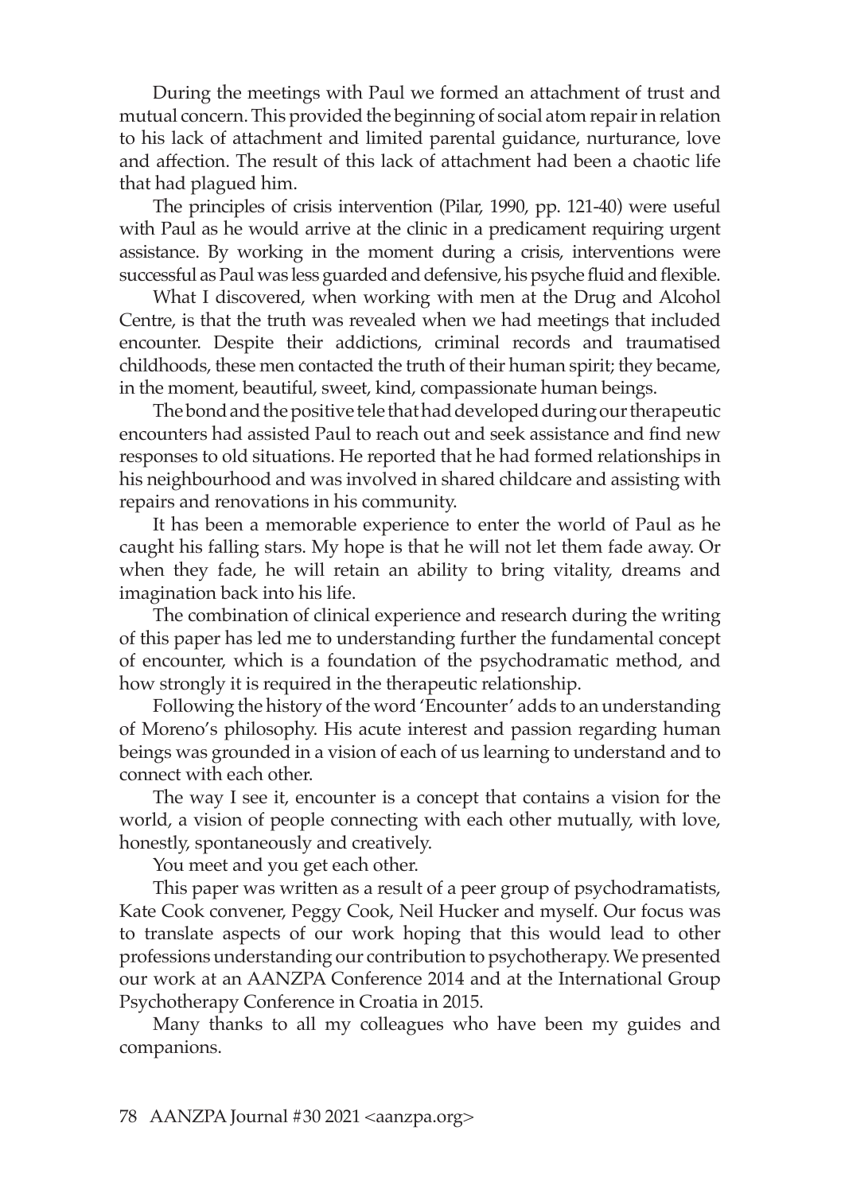During the meetings with Paul we formed an attachment of trust and mutual concern. This provided the beginning of social atom repair in relation to his lack of attachment and limited parental guidance, nurturance, love and affection. The result of this lack of attachment had been a chaotic life that had plagued him.

The principles of crisis intervention (Pilar, 1990, pp. 121-40) were useful with Paul as he would arrive at the clinic in a predicament requiring urgent assistance. By working in the moment during a crisis, interventions were successful as Paul was less guarded and defensive, his psyche fluid and flexible.

What I discovered, when working with men at the Drug and Alcohol Centre, is that the truth was revealed when we had meetings that included encounter. Despite their addictions, criminal records and traumatised childhoods, these men contacted the truth of their human spirit; they became, in the moment, beautiful, sweet, kind, compassionate human beings.

The bond and the positive tele that had developed during our therapeutic encounters had assisted Paul to reach out and seek assistance and find new responses to old situations. He reported that he had formed relationships in his neighbourhood and was involved in shared childcare and assisting with repairs and renovations in his community.

It has been a memorable experience to enter the world of Paul as he caught his falling stars. My hope is that he will not let them fade away. Or when they fade, he will retain an ability to bring vitality, dreams and imagination back into his life.

The combination of clinical experience and research during the writing of this paper has led me to understanding further the fundamental concept of encounter, which is a foundation of the psychodramatic method, and how strongly it is required in the therapeutic relationship.

Following the history of the word 'Encounter' adds to an understanding of Moreno's philosophy. His acute interest and passion regarding human beings was grounded in a vision of each of us learning to understand and to connect with each other.

The way I see it, encounter is a concept that contains a vision for the world, a vision of people connecting with each other mutually, with love, honestly, spontaneously and creatively.

You meet and you get each other.

This paper was written as a result of a peer group of psychodramatists, Kate Cook convener, Peggy Cook, Neil Hucker and myself. Our focus was to translate aspects of our work hoping that this would lead to other professions understanding our contribution to psychotherapy. We presented our work at an AANZPA Conference 2014 and at the International Group Psychotherapy Conference in Croatia in 2015.

Many thanks to all my colleagues who have been my guides and companions.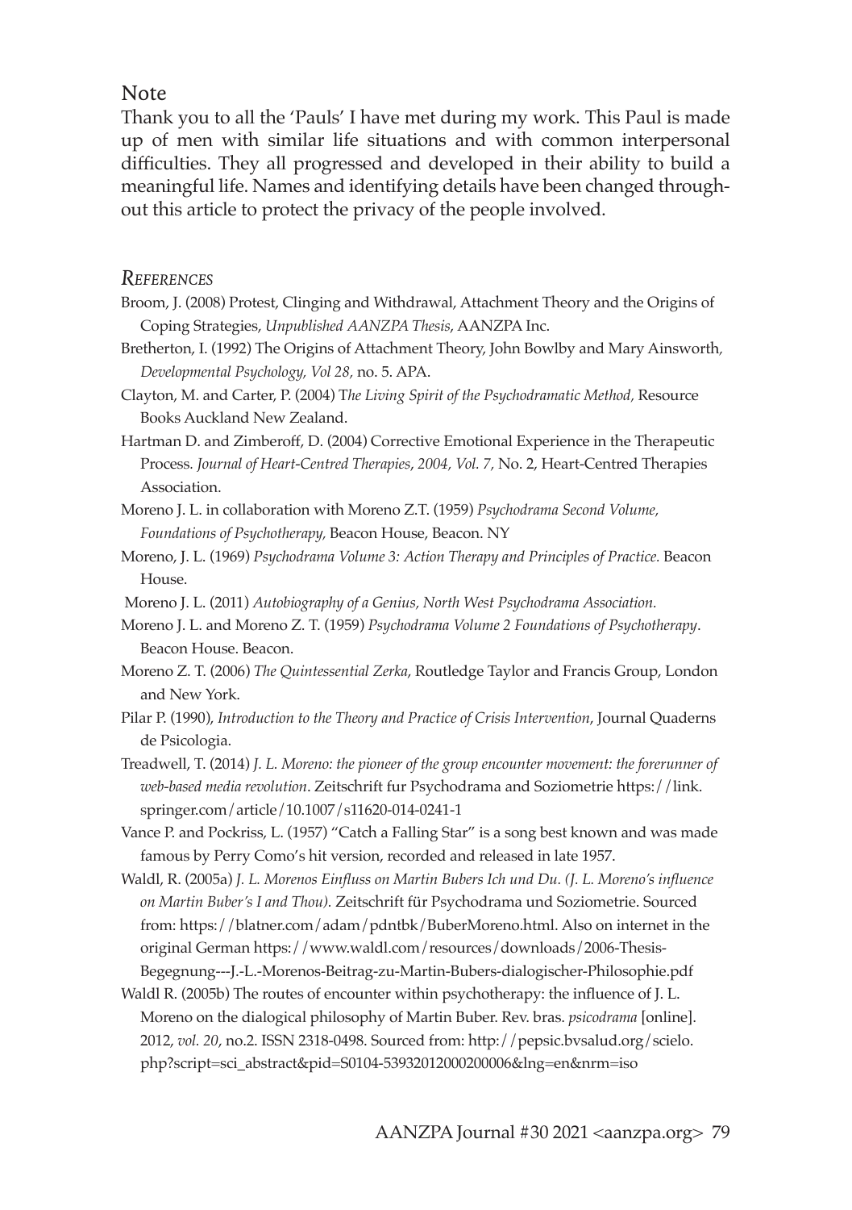## Note

Thank you to all the 'Pauls' I have met during my work. This Paul is made up of men with similar life situations and with common interpersonal difficulties. They all progressed and developed in their ability to build a meaningful life. Names and identifying details have been changed throughout this article to protect the privacy of the people involved.

## *References*

Broom, J. (2008) Protest, Clinging and Withdrawal, Attachment Theory and the Origins of Coping Strategies, *Unpublished AANZPA Thesis*, AANZPA Inc.

Bretherton, I. (1992) The Origins of Attachment Theory, John Bowlby and Mary Ainsworth, *Developmental Psychology, Vol 28,* no. 5. APA.

Clayton, M. and Carter, P. (2004) T*he Living Spirit of the Psychodramatic Method,* Resource Books Auckland New Zealand.

Hartman D. and Zimberoff, D. (2004) Corrective Emotional Experience in the Therapeutic Process*. Journal of Heart-Centred Therapies*, *2004, Vol. 7,* No. 2, Heart-Centred Therapies Association.

Moreno J. L. in collaboration with Moreno Z.T. (1959) *Psychodrama Second Volume, Foundations of Psychotherapy,* Beacon House, Beacon. NY

Moreno, J. L. (1969) *Psychodrama Volume 3: Action Therapy and Principles of Practice.* Beacon House.

Moreno J. L. (2011) *Autobiography of a Genius, North West Psychodrama Association.*

Moreno J. L. and Moreno Z. T. (1959) *Psychodrama Volume 2 Foundations of Psychotherapy*. Beacon House. Beacon.

Moreno Z. T. (2006) *The Quintessential Zerka*, Routledge Taylor and Francis Group, London and New York.

Pilar P. (1990), *Introduction to the Theory and Practice of Crisis Intervention*, Journal Quaderns de Psicologia.

Treadwell, T. (2014) *J. L. Moreno: the pioneer of the group encounter movement: the forerunner of web-based media revolution*. Zeitschrift fur Psychodrama and Soziometrie https://link.springer.com/article/10.1007/s11620-014-0241-1

Vance P. and Pockriss, L. (1957) "Catch a Falling Star" is a song best known and was made famous by Perry Como's hit version, recorded and released in late 1957.

Waldl, R. (2005a) *J. L. Morenos Einfluss on Martin Bubers Ich und Du. (J. L. Moreno's influence on Martin Buber's I and Thou).* Zeitschrift für Psychodrama und Soziometrie. Sourced from: https://blatner.com/adam/pdntbk/BuberMoreno.html. Also on internet in the original German https://www.waldl.com/resources/downloads/2006-Thesis-Begegnung---J.-L.-Morenos-Beitrag-zu-Martin-Bubers-dialogischer-Philosophie.pdf

Waldl R. (2005b) The routes of encounter within psychotherapy: the influence of J. L. Moreno on the dialogical philosophy of Martin Buber. Rev. bras. *psicodrama* [online]. 2012, *vol. 20*, no.2. ISSN 2318-0498. Sourced from: http://pepsic.bvsalud.org/scielo.php?script=sci_abstract&pid=S0104-53932012000200006&lng=en&nrm=iso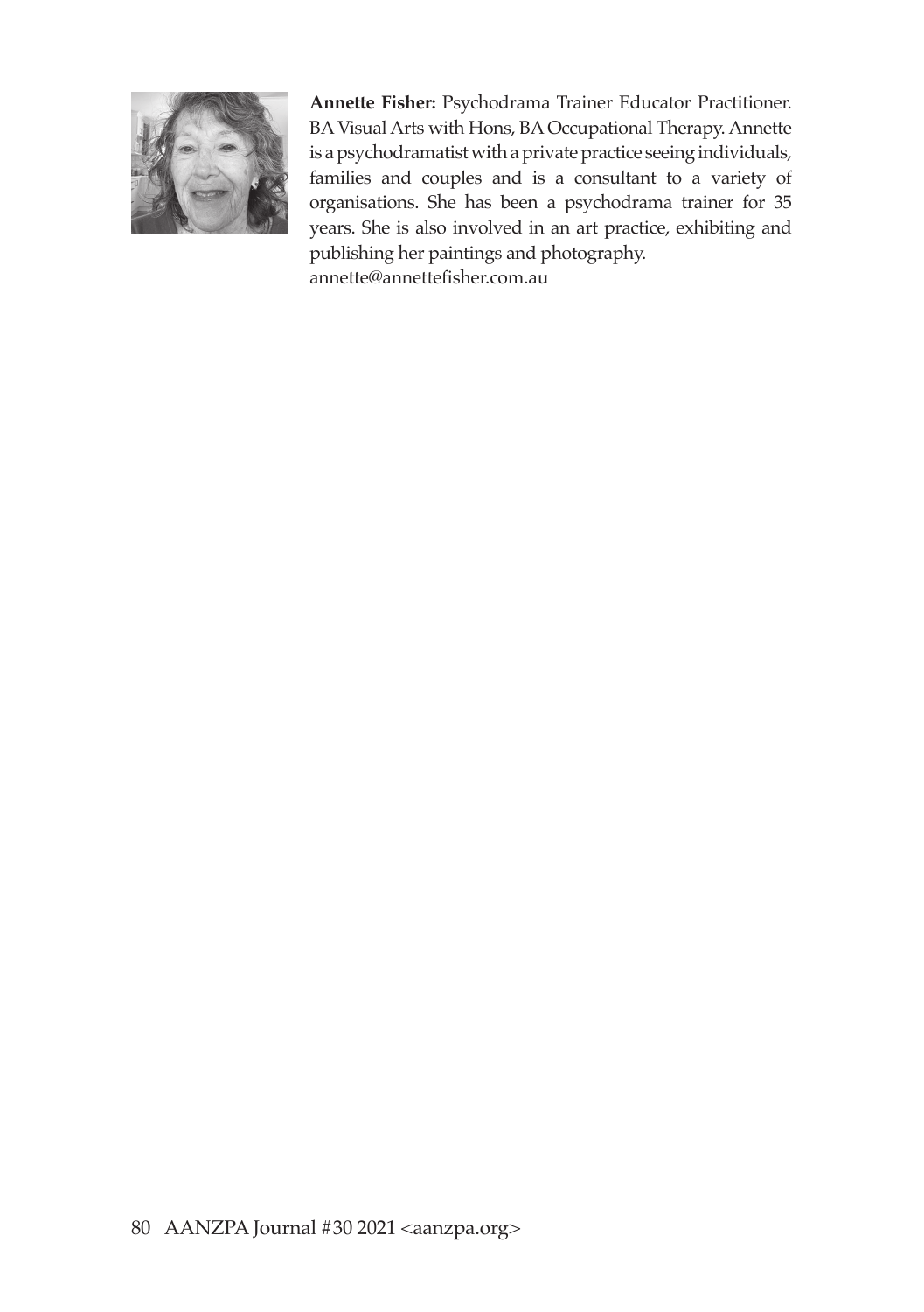**Annette Fisher:** Psychodrama Trainer Educator Practitioner. BA Visual Arts with Hons, BA Occupational Therapy. Annette is a psychodramatist with a private practice seeing individuals, families and couples and is a consultant to a variety of organisations. She has been a psychodrama trainer for 35 years. She is also involved in an art practice, exhibiting and publishing her paintings and photography.
annette@annettefisher.com.au